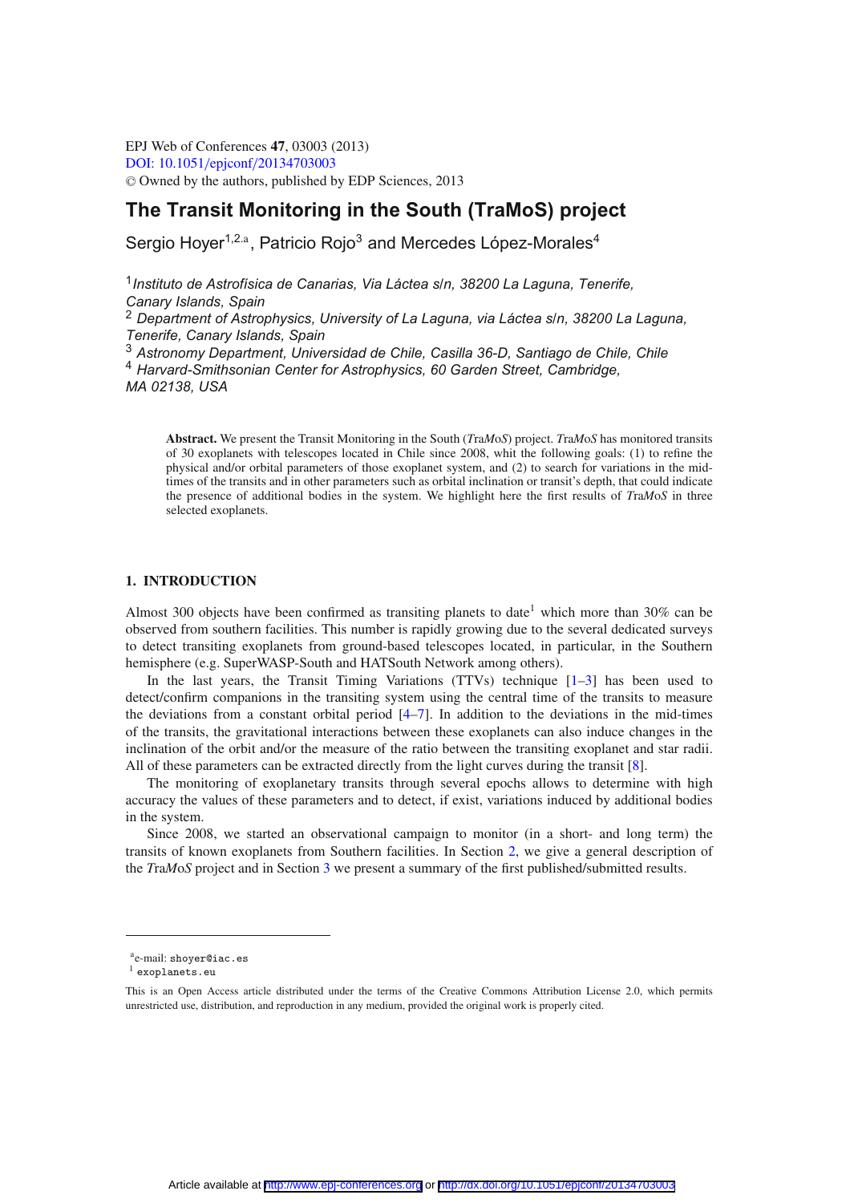# The Transit Monitoring in the South (TraMoS) project

Sergio Hoyer[1,2,a], Patricio Rojo[3] and Mercedes López-Morales[4]

[1] *Instituto de Astrofísica de Canarias, Via Láctea s/n, 38200 La Laguna, Tenerife, Canary Islands, Spain*
[2] *Department of Astrophysics, University of La Laguna, via Láctea s/n, 38200 La Laguna, Tenerife, Canary Islands, Spain*
[3] *Astronomy Department, Universidad de Chile, Casilla 36-D, Santiago de Chile, Chile*
[4] *Harvard-Smithsonian Center for Astrophysics, 60 Garden Street, Cambridge, MA 02138, USA*

**Abstract.** We present the Transit Monitoring in the South (*TraMoS*) project. *TraMoS* has monitored transits of 30 exoplanets with telescopes located in Chile since 2008, whit the following goals: (1) to refine the physical and/or orbital parameters of those exoplanet system, and (2) to search for variations in the mid-times of the transits and in other parameters such as orbital inclination or transit's depth, that could indicate the presence of additional bodies in the system. We highlight here the first results of *TraMoS* in three selected exoplanets.

## 1. INTRODUCTION

Almost 300 objects have been confirmed as transiting planets to date[1] which more than 30% can be observed from southern facilities. This number is rapidly growing due to the several dedicated surveys to detect transiting exoplanets from ground-based telescopes located, in particular, in the Southern hemisphere (e.g. SuperWASP-South and HATSouth Network among others).

In the last years, the Transit Timing Variations (TTVs) technique [1–3] has been used to detect/confirm companions in the transiting system using the central time of the transits to measure the deviations from a constant orbital period [4–7]. In addition to the deviations in the mid-times of the transits, the gravitational interactions between these exoplanets can also induce changes in the inclination of the orbit and/or the measure of the ratio between the transiting exoplanet and star radii. All of these parameters can be extracted directly from the light curves during the transit [8].

The monitoring of exoplanetary transits through several epochs allows to determine with high accuracy the values of these parameters and to detect, if exist, variations induced by additional bodies in the system.

Since 2008, we started an observational campaign to monitor (in a short- and long term) the transits of known exoplanets from Southern facilities. In Section 2, we give a general description of the *TraMoS* project and in Section 3 we present a summary of the first published/submitted results.

---

[a] e-mail: shoyer@iac.es
[1] exoplanets.eu

This is an Open Access article distributed under the terms of the Creative Commons Attribution License 2.0, which permits unrestricted use, distribution, and reproduction in any medium, provided the original work is properly cited.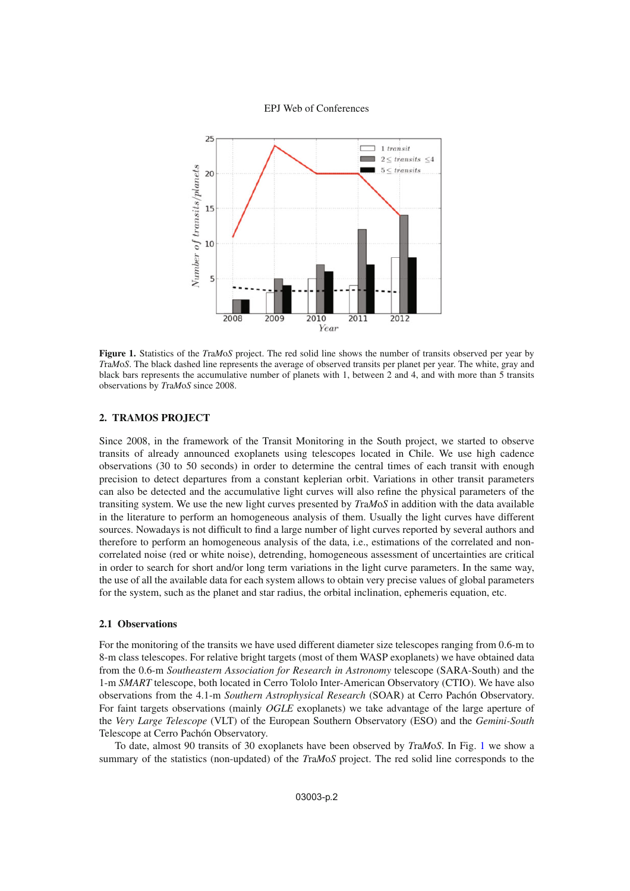Figure 1. Statistics of the *TraMoS* project. The red solid line shows the number of transits observed per year by *TraMoS*. The black dashed line represents the average of observed transits per planet per year. The white, gray and black bars represents the accumulative number of planets with 1, between 2 and 4, and with more than 5 transits observations by *TraMoS* since 2008.

## 2. TRAMOS PROJECT

Since 2008, in the framework of the Transit Monitoring in the South project, we started to observe transits of already announced exoplanets using telescopes located in Chile. We use high cadence observations (30 to 50 seconds) in order to determine the central times of each transit with enough precision to detect departures from a constant keplerian orbit. Variations in other transit parameters can also be detected and the accumulative light curves will also refine the physical parameters of the transiting system. We use the new light curves presented by *TraMoS* in addition with the data available in the literature to perform an homogeneous analysis of them. Usually the light curves have different sources. Nowadays is not difficult to find a large number of light curves reported by several authors and therefore to perform an homogeneous analysis of the data, i.e., estimations of the correlated and non-correlated noise (red or white noise), detrending, homogeneous assessment of uncertainties are critical in order to search for short and/or long term variations in the light curve parameters. In the same way, the use of all the available data for each system allows to obtain very precise values of global parameters for the system, such as the planet and star radius, the orbital inclination, ephemeris equation, etc.

### 2.1 Observations

For the monitoring of the transits we have used different diameter size telescopes ranging from 0.6-m to 8-m class telescopes. For relative bright targets (most of them WASP exoplanets) we have obtained data from the 0.6-m *Southeastern Association for Research in Astronomy* telescope (SARA-South) and the 1-m *SMART* telescope, both located in Cerro Tololo Inter-American Observatory (CTIO). We have also observations from the 4.1-m *Southern Astrophysical Research* (SOAR) at Cerro Pachón Observatory. For faint targets observations (mainly *OGLE* exoplanets) we take advantage of the large aperture of the *Very Large Telescope* (VLT) of the European Southern Observatory (ESO) and the *Gemini-South* Telescope at Cerro Pachón Observatory.

To date, almost 90 transits of 30 exoplanets have been observed by *TraMoS*. In Fig. 1 we show a summary of the statistics (non-updated) of the *TraMoS* project. The red solid line corresponds to the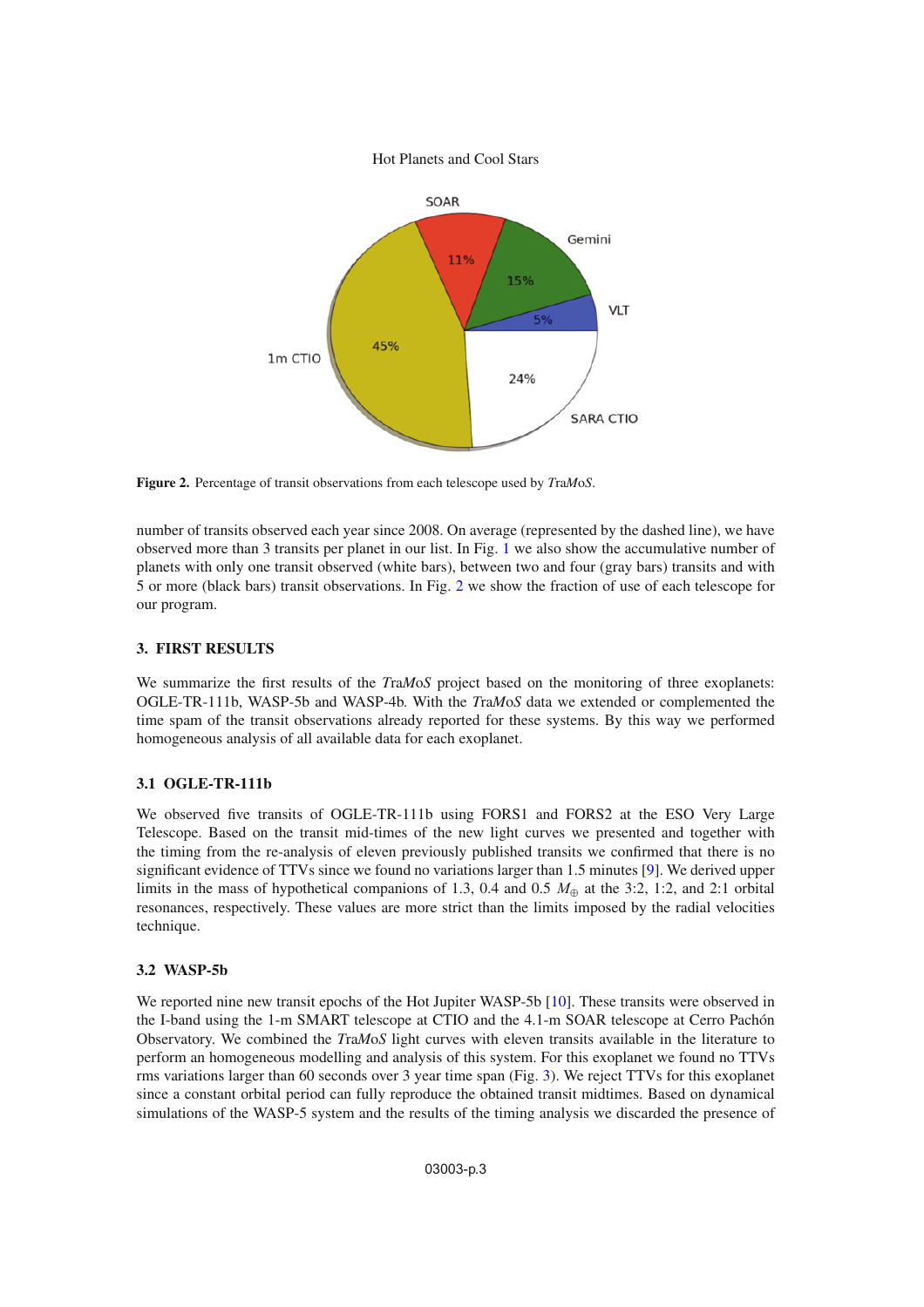Figure 2. Percentage of transit observations from each telescope used by *TraMoS*.

number of transits observed each year since 2008. On average (represented by the dashed line), we have observed more than 3 transits per planet in our list. In Fig. 1 we also show the accumulative number of planets with only one transit observed (white bars), between two and four (gray bars) transits and with 5 or more (black bars) transit observations. In Fig. 2 we show the fraction of use of each telescope for our program.

## 3. FIRST RESULTS

We summarize the first results of the *TraMoS* project based on the monitoring of three exoplanets: OGLE-TR-111b, WASP-5b and WASP-4b. With the *TraMoS* data we extended or complemented the time spam of the transit observations already reported for these systems. By this way we performed homogeneous analysis of all available data for each exoplanet.

### 3.1 OGLE-TR-111b

We observed five transits of OGLE-TR-111b using FORS1 and FORS2 at the ESO Very Large Telescope. Based on the transit mid-times of the new light curves we presented and together with the timing from the re-analysis of eleven previously published transits we confirmed that there is no significant evidence of TTVs since we found no variations larger than 1.5 minutes [9]. We derived upper limits in the mass of hypothetical companions of 1.3, 0.4 and 0.5 $M_{\oplus}$ at the 3:2, 1:2, and 2:1 orbital resonances, respectively. These values are more strict than the limits imposed by the radial velocities technique.

### 3.2 WASP-5b

We reported nine new transit epochs of the Hot Jupiter WASP-5b [10]. These transits were observed in the I-band using the 1-m SMART telescope at CTIO and the 4.1-m SOAR telescope at Cerro Pachón Observatory. We combined the *TraMoS* light curves with eleven transits available in the literature to perform an homogeneous modelling and analysis of this system. For this exoplanet we found no TTVs rms variations larger than 60 seconds over 3 year time span (Fig. 3). We reject TTVs for this exoplanet since a constant orbital period can fully reproduce the obtained transit midtimes. Based on dynamical simulations of the WASP-5 system and the results of the timing analysis we discarded the presence of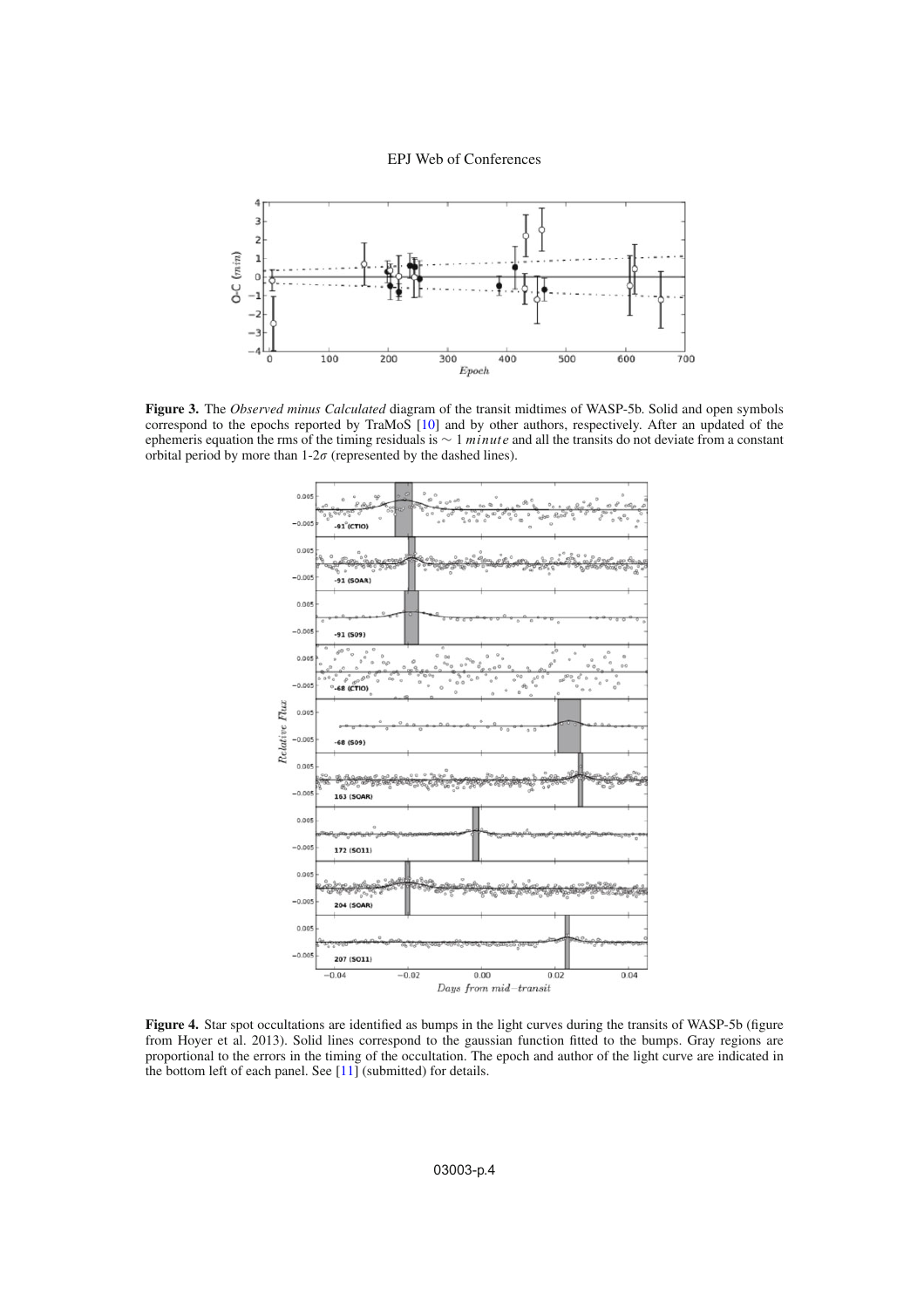**Figure 3.** The *Observed minus Calculated* diagram of the transit midtimes of WASP-5b. Solid and open symbols correspond to the epochs reported by TraMoS [10] and by other authors, respectively. After an updated of the ephemeris equation the rms of the timing residuals is $\sim 1\ minute$ and all the transits do not deviate from a constant orbital period by more than 1-2$\sigma$ (represented by the dashed lines).

**Figure 4.** Star spot occultations are identified as bumps in the light curves during the transits of WASP-5b (figure from Hoyer et al. 2013). Solid lines correspond to the gaussian function fitted to the bumps. Gray regions are proportional to the errors in the timing of the occultation. The epoch and author of the light curve are indicated in the bottom left of each panel. See [11] (submitted) for details.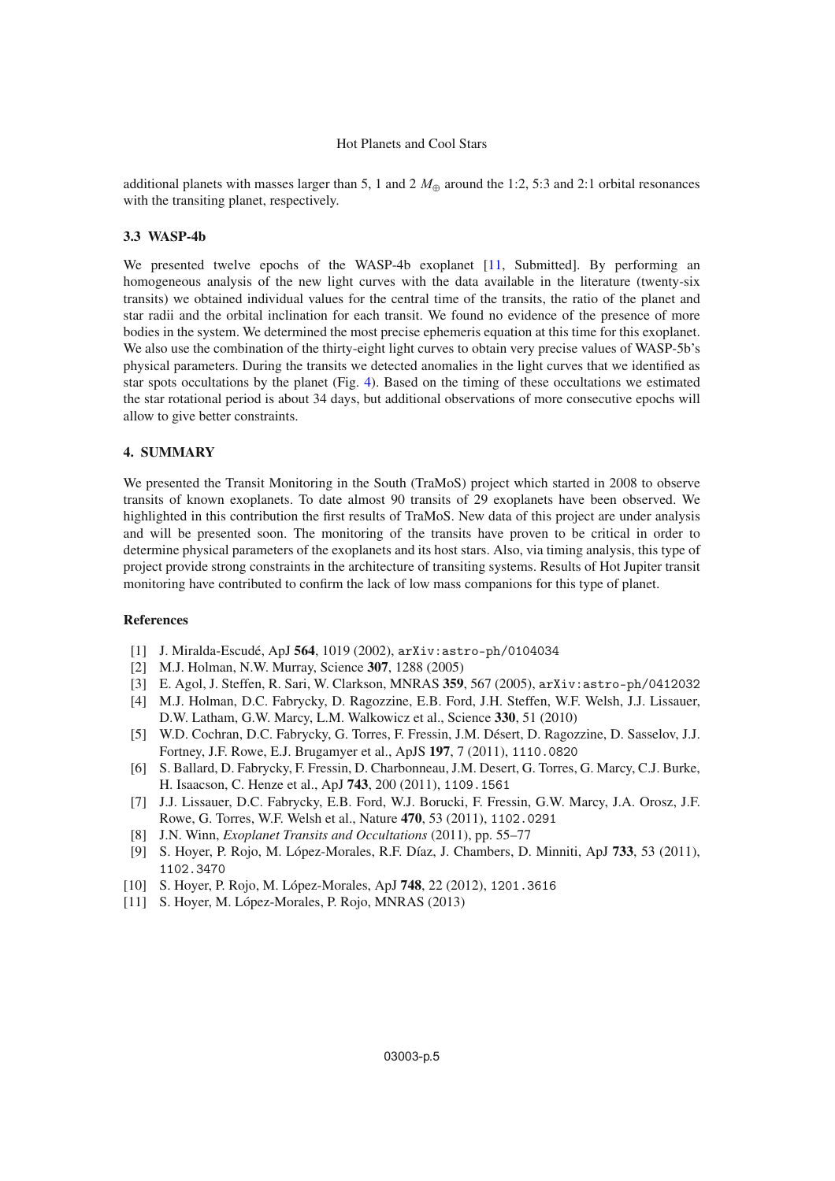additional planets with masses larger than 5, 1 and 2 $M_\oplus$ around the 1:2, 5:3 and 2:1 orbital resonances with the transiting planet, respectively.

### 3.3 WASP-4b

We presented twelve epochs of the WASP-4b exoplanet [11, Submitted]. By performing an homogeneous analysis of the new light curves with the data available in the literature (twenty-six transits) we obtained individual values for the central time of the transits, the ratio of the planet and star radii and the orbital inclination for each transit. We found no evidence of the presence of more bodies in the system. We determined the most precise ephemeris equation at this time for this exoplanet. We also use the combination of the thirty-eight light curves to obtain very precise values of WASP-5b's physical parameters. During the transits we detected anomalies in the light curves that we identified as star spots occultations by the planet (Fig. 4). Based on the timing of these occultations we estimated the star rotational period is about 34 days, but additional observations of more consecutive epochs will allow to give better constraints.

## 4. SUMMARY

We presented the Transit Monitoring in the South (TraMoS) project which started in 2008 to observe transits of known exoplanets. To date almost 90 transits of 29 exoplanets have been observed. We highlighted in this contribution the first results of TraMoS. New data of this project are under analysis and will be presented soon. The monitoring of the transits have proven to be critical in order to determine physical parameters of the exoplanets and its host stars. Also, via timing analysis, this type of project provide strong constraints in the architecture of transiting systems. Results of Hot Jupiter transit monitoring have contributed to confirm the lack of low mass companions for this type of planet.

### References

[1] J. Miralda-Escudé, ApJ **564**, 1019 (2002), arXiv:astro-ph/0104034

[2] M.J. Holman, N.W. Murray, Science **307**, 1288 (2005)

[3] E. Agol, J. Steffen, R. Sari, W. Clarkson, MNRAS **359**, 567 (2005), arXiv:astro-ph/0412032

[4] M.J. Holman, D.C. Fabrycky, D. Ragozzine, E.B. Ford, J.H. Steffen, W.F. Welsh, J.J. Lissauer, D.W. Latham, G.W. Marcy, L.M. Walkowicz et al., Science **330**, 51 (2010)

[5] W.D. Cochran, D.C. Fabrycky, G. Torres, F. Fressin, J.M. Désert, D. Ragozzine, D. Sasselov, J.J. Fortney, J.F. Rowe, E.J. Brugamyer et al., ApJS **197**, 7 (2011), 1110.0820

[6] S. Ballard, D. Fabrycky, F. Fressin, D. Charbonneau, J.M. Desert, G. Torres, G. Marcy, C.J. Burke, H. Isaacson, C. Henze et al., ApJ **743**, 200 (2011), 1109.1561

[7] J.J. Lissauer, D.C. Fabrycky, E.B. Ford, W.J. Borucki, F. Fressin, G.W. Marcy, J.A. Orosz, J.F. Rowe, G. Torres, W.F. Welsh et al., Nature **470**, 53 (2011), 1102.0291

[8] J.N. Winn, *Exoplanet Transits and Occultations* (2011), pp. 55–77

[9] S. Hoyer, P. Rojo, M. López-Morales, R.F. Díaz, J. Chambers, D. Minniti, ApJ **733**, 53 (2011), 1102.3470

[10] S. Hoyer, P. Rojo, M. López-Morales, ApJ **748**, 22 (2012), 1201.3616

[11] S. Hoyer, M. López-Morales, P. Rojo, MNRAS (2013)